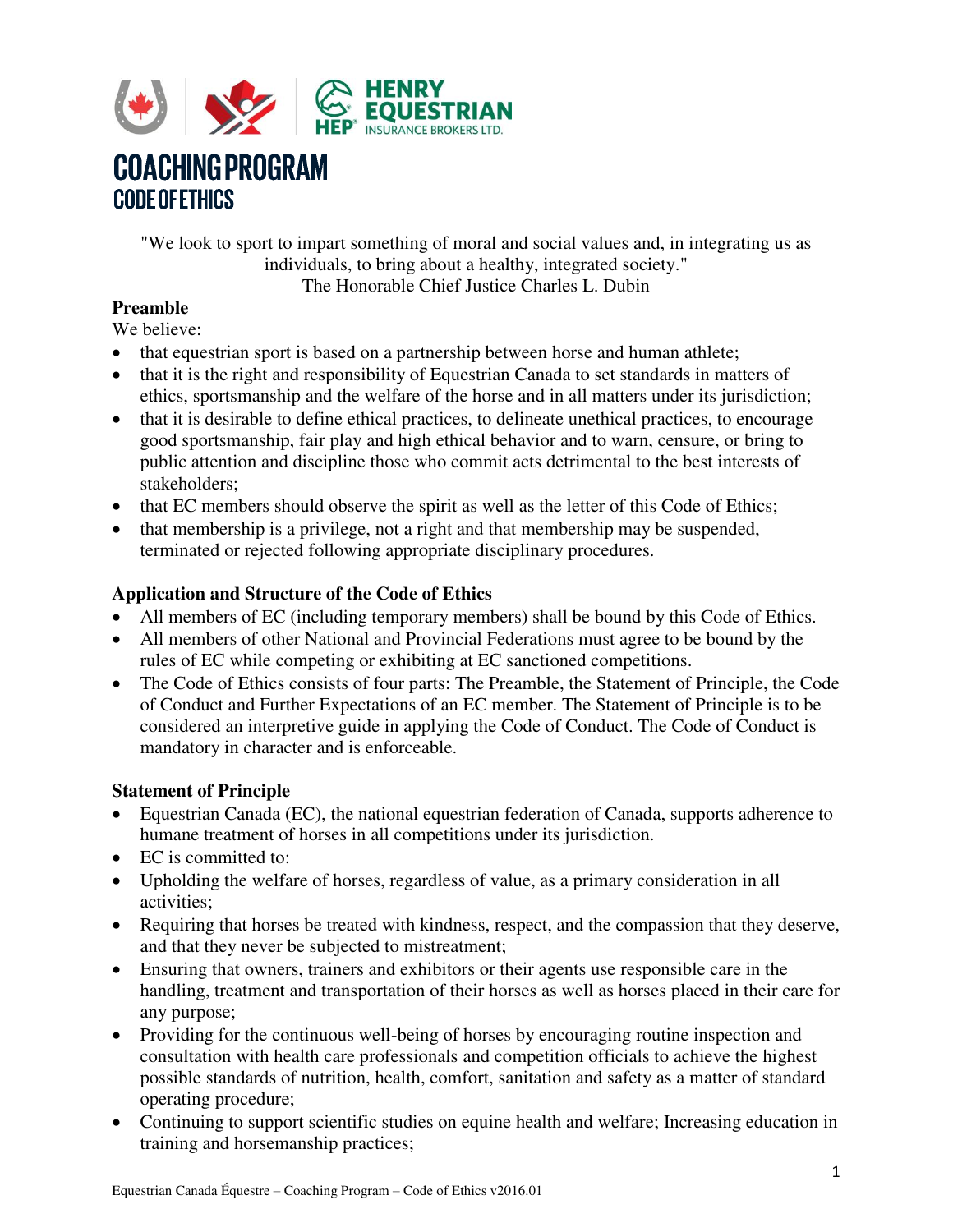# COACHING PROGRAM
## CODE OF ETHICS

"We look to sport to impart something of moral and social values and, in integrating us as individuals, to bring about a healthy, integrated society."
The Honorable Chief Justice Charles L. Dubin

**Preamble**

We believe:

- that equestrian sport is based on a partnership between horse and human athlete;
- that it is the right and responsibility of Equestrian Canada to set standards in matters of ethics, sportsmanship and the welfare of the horse and in all matters under its jurisdiction;
- that it is desirable to define ethical practices, to delineate unethical practices, to encourage good sportsmanship, fair play and high ethical behavior and to warn, censure, or bring to public attention and discipline those who commit acts detrimental to the best interests of stakeholders;
- that EC members should observe the spirit as well as the letter of this Code of Ethics;
- that membership is a privilege, not a right and that membership may be suspended, terminated or rejected following appropriate disciplinary procedures.

**Application and Structure of the Code of Ethics**

- All members of EC (including temporary members) shall be bound by this Code of Ethics.
- All members of other National and Provincial Federations must agree to be bound by the rules of EC while competing or exhibiting at EC sanctioned competitions.
- The Code of Ethics consists of four parts: The Preamble, the Statement of Principle, the Code of Conduct and Further Expectations of an EC member. The Statement of Principle is to be considered an interpretive guide in applying the Code of Conduct. The Code of Conduct is mandatory in character and is enforceable.

**Statement of Principle**

- Equestrian Canada (EC), the national equestrian federation of Canada, supports adherence to humane treatment of horses in all competitions under its jurisdiction.
- EC is committed to:
- Upholding the welfare of horses, regardless of value, as a primary consideration in all activities;
- Requiring that horses be treated with kindness, respect, and the compassion that they deserve, and that they never be subjected to mistreatment;
- Ensuring that owners, trainers and exhibitors or their agents use responsible care in the handling, treatment and transportation of their horses as well as horses placed in their care for any purpose;
- Providing for the continuous well-being of horses by encouraging routine inspection and consultation with health care professionals and competition officials to achieve the highest possible standards of nutrition, health, comfort, sanitation and safety as a matter of standard operating procedure;
- Continuing to support scientific studies on equine health and welfare; Increasing education in training and horsemanship practices;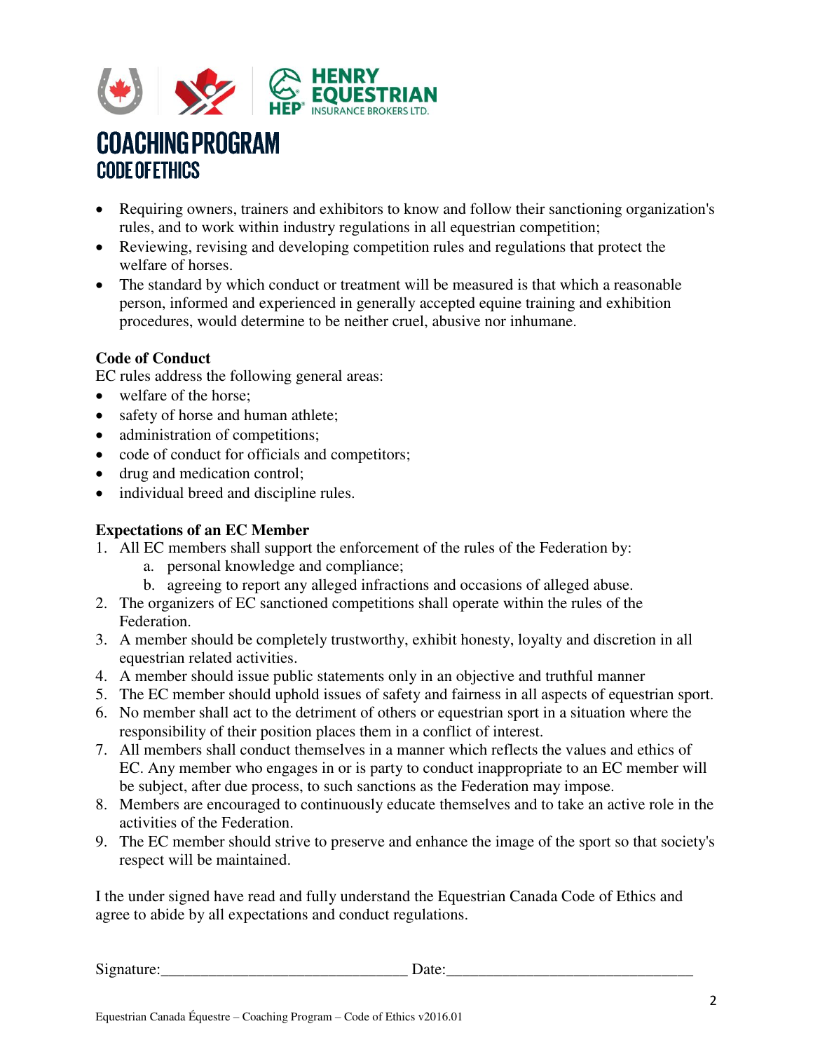# COACHING PROGRAM

## CODE OF ETHICS

- Requiring owners, trainers and exhibitors to know and follow their sanctioning organization's rules, and to work within industry regulations in all equestrian competition;
- Reviewing, revising and developing competition rules and regulations that protect the welfare of horses.
- The standard by which conduct or treatment will be measured is that which a reasonable person, informed and experienced in generally accepted equine training and exhibition procedures, would determine to be neither cruel, abusive nor inhumane.

**Code of Conduct**

EC rules address the following general areas:

- welfare of the horse;
- safety of horse and human athlete;
- administration of competitions;
- code of conduct for officials and competitors;
- drug and medication control;
- individual breed and discipline rules.

**Expectations of an EC Member**

1. All EC members shall support the enforcement of the rules of the Federation by:
   a. personal knowledge and compliance;
   b. agreeing to report any alleged infractions and occasions of alleged abuse.
2. The organizers of EC sanctioned competitions shall operate within the rules of the Federation.
3. A member should be completely trustworthy, exhibit honesty, loyalty and discretion in all equestrian related activities.
4. A member should issue public statements only in an objective and truthful manner
5. The EC member should uphold issues of safety and fairness in all aspects of equestrian sport.
6. No member shall act to the detriment of others or equestrian sport in a situation where the responsibility of their position places them in a conflict of interest.
7. All members shall conduct themselves in a manner which reflects the values and ethics of EC. Any member who engages in or is party to conduct inappropriate to an EC member will be subject, after due process, to such sanctions as the Federation may impose.
8. Members are encouraged to continuously educate themselves and to take an active role in the activities of the Federation.
9. The EC member should strive to preserve and enhance the image of the sport so that society's respect will be maintained.

I the under signed have read and fully understand the Equestrian Canada Code of Ethics and agree to abide by all expectations and conduct regulations.

Signature:______________________________ Date:______________________________

Equestrian Canada Équestre – Coaching Program – Code of Ethics v2016.01